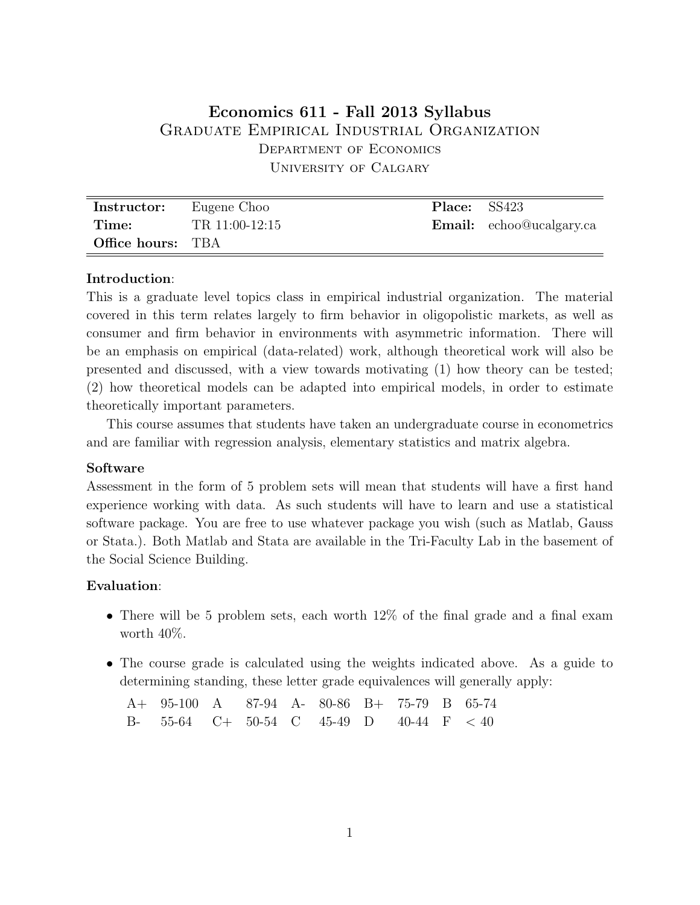# Economics 611 - Fall 2013 Syllabus

## Graduate Empirical Industrial Organization

### Department of Economics

### University of Calgary

| | | | |
|---|---|---|---|
| **Instructor:** | Eugene Choo | **Place:** | SS423 |
| **Time:** | TR 11:00-12:15 | **Email:** | echoo@ucalgary.ca |
| **Office hours:** | TBA | | |

**Introduction**:

This is a graduate level topics class in empirical industrial organization. The material covered in this term relates largely to firm behavior in oligopolistic markets, as well as consumer and firm behavior in environments with asymmetric information. There will be an emphasis on empirical (data-related) work, although theoretical work will also be presented and discussed, with a view towards motivating (1) how theory can be tested; (2) how theoretical models can be adapted into empirical models, in order to estimate theoretically important parameters.

This course assumes that students have taken an undergraduate course in econometrics and are familiar with regression analysis, elementary statistics and matrix algebra.

**Software**

Assessment in the form of 5 problem sets will mean that students will have a first hand experience working with data. As such students will have to learn and use a statistical software package. You are free to use whatever package you wish (such as Matlab, Gauss or Stata.). Both Matlab and Stata are available in the Tri-Faculty Lab in the basement of the Social Science Building.

**Evaluation**:

- There will be 5 problem sets, each worth 12% of the final grade and a final exam worth 40%.
- The course grade is calculated using the weights indicated above. As a guide to determining standing, these letter grade equivalences will generally apply:

| | | | | | | | | | |
|---|---|---|---|---|---|---|---|---|---|
| A+ | 95-100 | A | 87-94 | A- | 80-86 | B+ | 75-79 | B | 65-74 |
| B- | 55-64 | C+ | 50-54 | C | 45-49 | D | 40-44 | F | < 40 |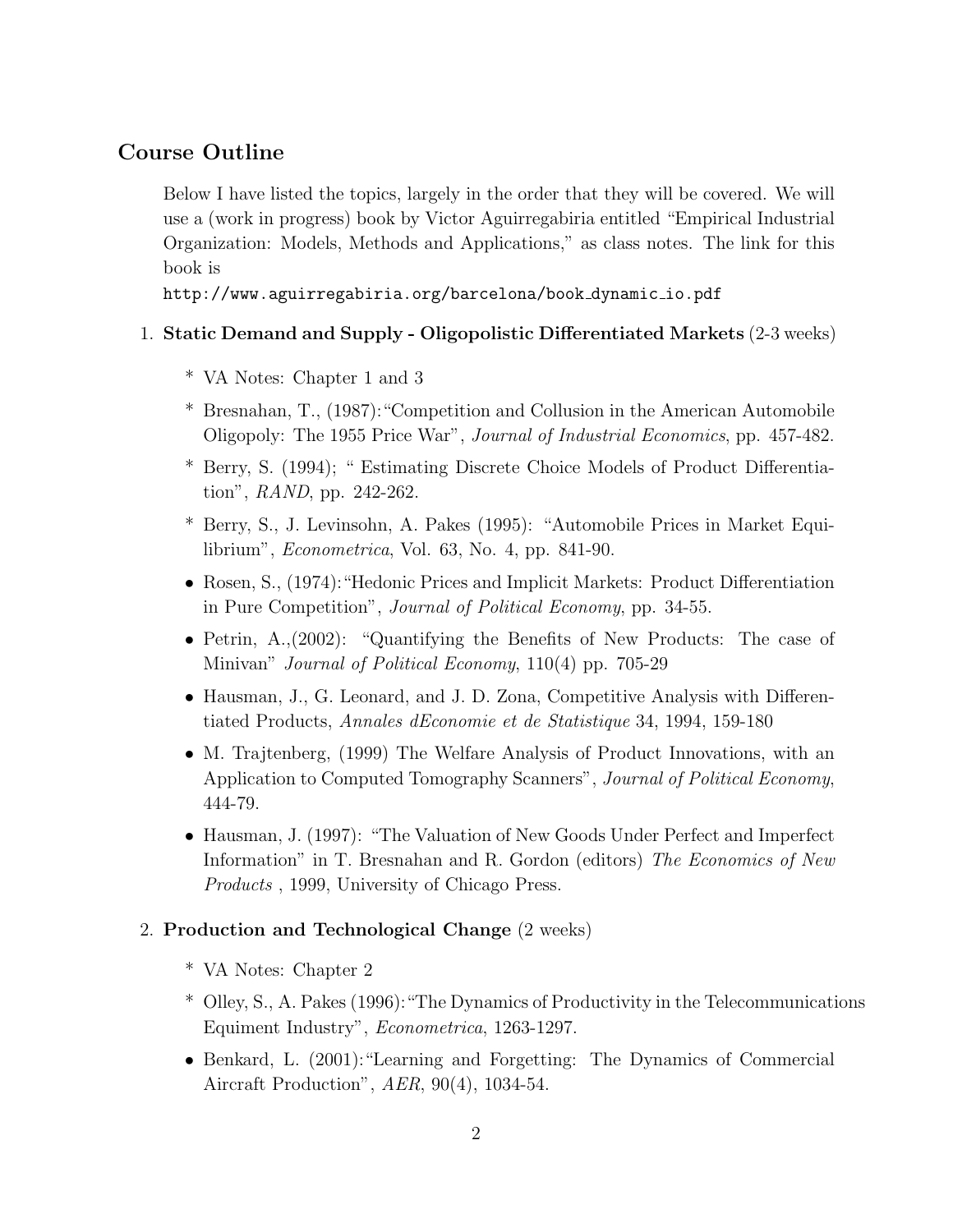## Course Outline

Below I have listed the topics, largely in the order that they will be covered. We will use a (work in progress) book by Victor Aguirregabiria entitled "Empirical Industrial Organization: Models, Methods and Applications," as class notes. The link for this book is

http://www.aguirregabiria.org/barcelona/book_dynamic_io.pdf

1. **Static Demand and Supply - Oligopolistic Differentiated Markets** (2-3 weeks)

   * VA Notes: Chapter 1 and 3
   * Bresnahan, T., (1987):"Competition and Collusion in the American Automobile Oligopoly: The 1955 Price War", *Journal of Industrial Economics*, pp. 457-482.
   * Berry, S. (1994); " Estimating Discrete Choice Models of Product Differentiation", *RAND*, pp. 242-262.
   * Berry, S., J. Levinsohn, A. Pakes (1995): "Automobile Prices in Market Equilibrium", *Econometrica*, Vol. 63, No. 4, pp. 841-90.
   - Rosen, S., (1974):"Hedonic Prices and Implicit Markets: Product Differentiation in Pure Competition", *Journal of Political Economy*, pp. 34-55.
   - Petrin, A.,(2002): "Quantifying the Benefits of New Products: The case of Minivan" *Journal of Political Economy*, 110(4) pp. 705-29
   - Hausman, J., G. Leonard, and J. D. Zona, Competitive Analysis with Differentiated Products, *Annales dEconomie et de Statistique* 34, 1994, 159-180
   - M. Trajtenberg, (1999) The Welfare Analysis of Product Innovations, with an Application to Computed Tomography Scanners", *Journal of Political Economy*, 444-79.
   - Hausman, J. (1997): "The Valuation of New Goods Under Perfect and Imperfect Information" in T. Bresnahan and R. Gordon (editors) *The Economics of New Products* , 1999, University of Chicago Press.

2. **Production and Technological Change** (2 weeks)

   * VA Notes: Chapter 2
   * Olley, S., A. Pakes (1996):"The Dynamics of Productivity in the Telecommunications Equiment Industry", *Econometrica*, 1263-1297.
   - Benkard, L. (2001):"Learning and Forgetting: The Dynamics of Commercial Aircraft Production", *AER*, 90(4), 1034-54.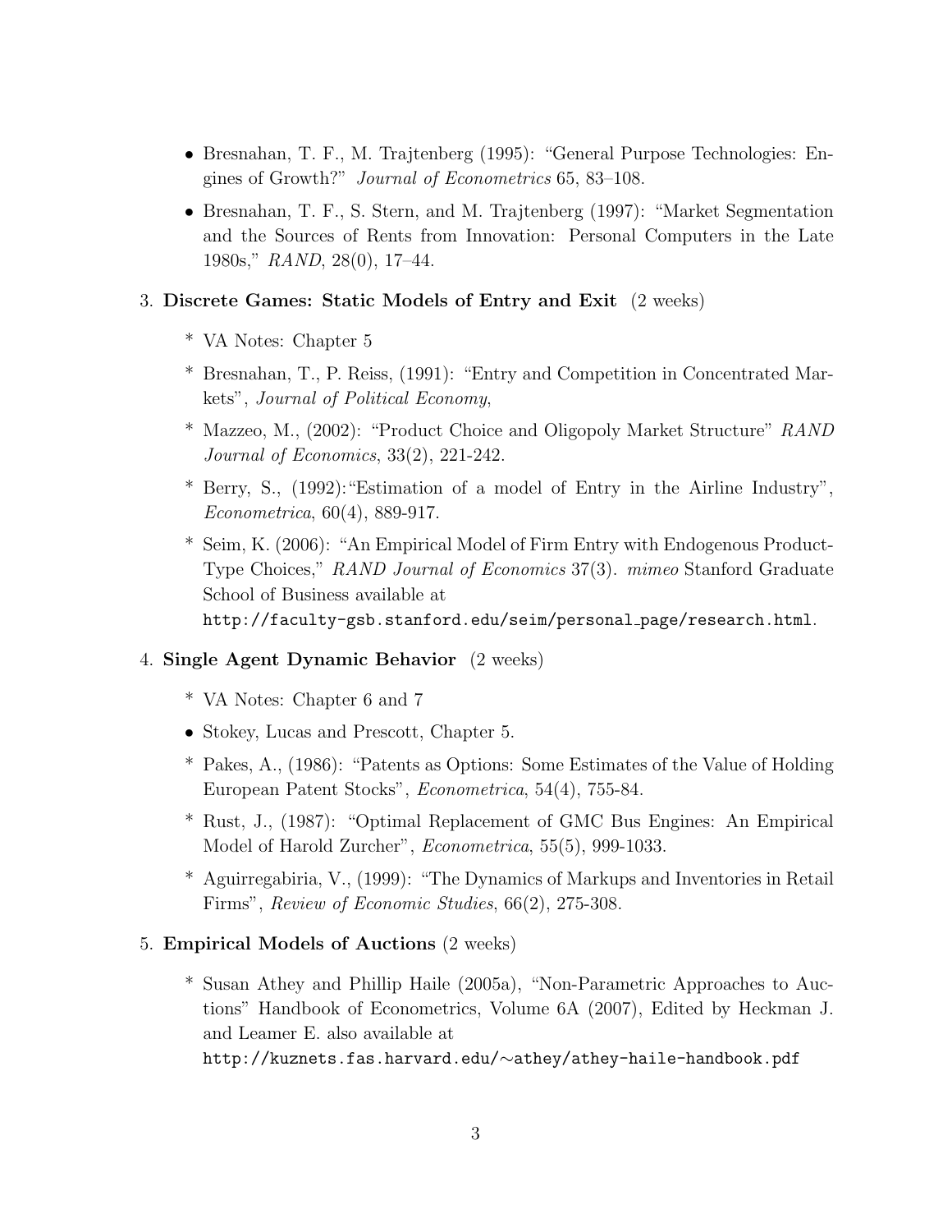- Bresnahan, T. F., M. Trajtenberg (1995): "General Purpose Technologies: Engines of Growth?" *Journal of Econometrics* 65, 83–108.
- Bresnahan, T. F., S. Stern, and M. Trajtenberg (1997): "Market Segmentation and the Sources of Rents from Innovation: Personal Computers in the Late 1980s," *RAND*, 28(0), 17–44.

3. **Discrete Games: Static Models of Entry and Exit** (2 weeks)

   * VA Notes: Chapter 5
   * Bresnahan, T., P. Reiss, (1991): "Entry and Competition in Concentrated Markets", *Journal of Political Economy*,
   * Mazzeo, M., (2002): "Product Choice and Oligopoly Market Structure" *RAND Journal of Economics*, 33(2), 221-242.
   * Berry, S., (1992): "Estimation of a model of Entry in the Airline Industry", *Econometrica*, 60(4), 889-917.
   * Seim, K. (2006): "An Empirical Model of Firm Entry with Endogenous Product-Type Choices," *RAND Journal of Economics* 37(3). *mimeo* Stanford Graduate School of Business available at `http://faculty-gsb.stanford.edu/seim/personal_page/research.html`.

4. **Single Agent Dynamic Behavior** (2 weeks)

   * VA Notes: Chapter 6 and 7
   - Stokey, Lucas and Prescott, Chapter 5.
   * Pakes, A., (1986): "Patents as Options: Some Estimates of the Value of Holding European Patent Stocks", *Econometrica*, 54(4), 755-84.
   * Rust, J., (1987): "Optimal Replacement of GMC Bus Engines: An Empirical Model of Harold Zurcher", *Econometrica*, 55(5), 999-1033.
   * Aguirregabiria, V., (1999): "The Dynamics of Markups and Inventories in Retail Firms", *Review of Economic Studies*, 66(2), 275-308.

5. **Empirical Models of Auctions** (2 weeks)

   * Susan Athey and Phillip Haile (2005a), "Non-Parametric Approaches to Auctions" Handbook of Econometrics, Volume 6A (2007), Edited by Heckman J. and Leamer E. also available at `http://kuznets.fas.harvard.edu/~athey/athey-haile-handbook.pdf`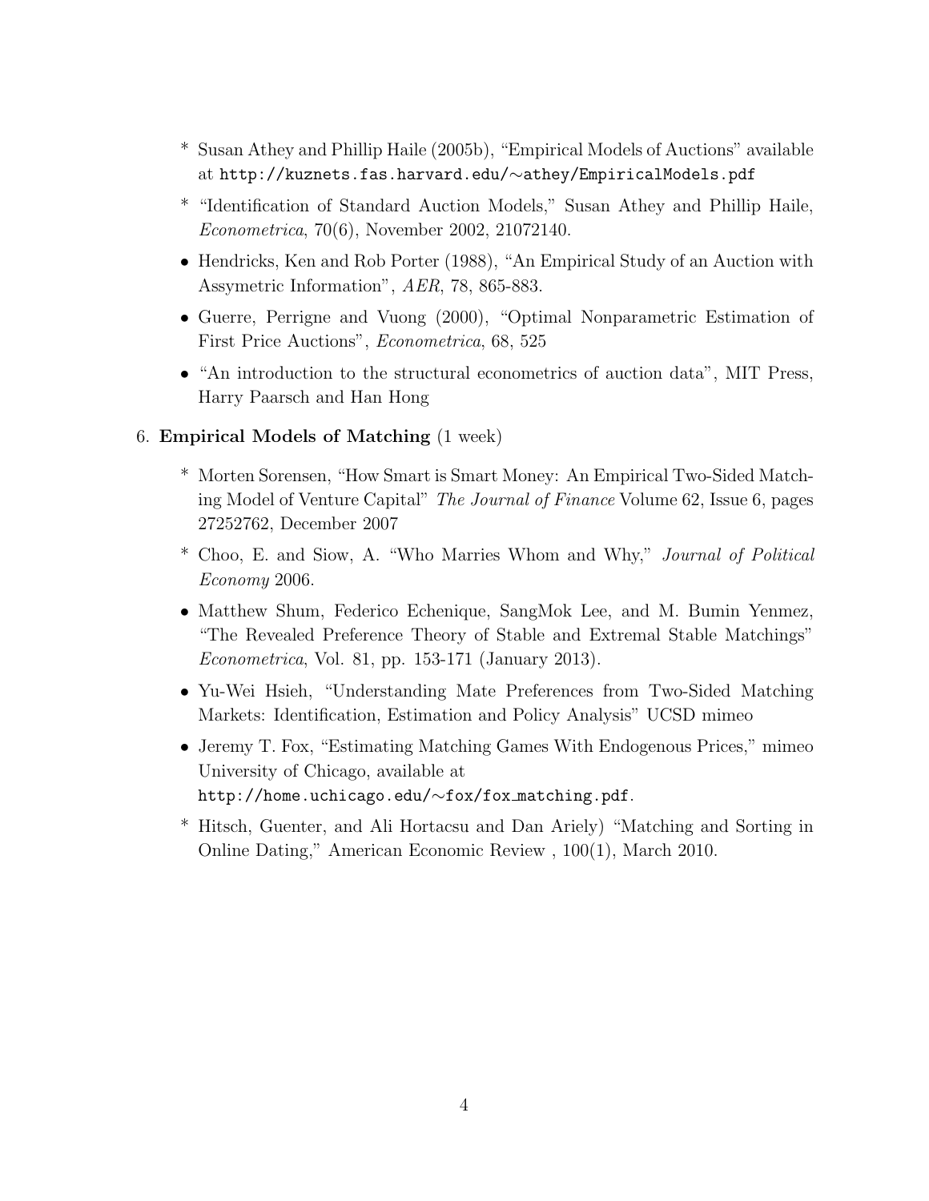* Susan Athey and Phillip Haile (2005b), "Empirical Models of Auctions" available at `http://kuznets.fas.harvard.edu/∼athey/EmpiricalModels.pdf`

* "Identification of Standard Auction Models," Susan Athey and Phillip Haile, *Econometrica*, 70(6), November 2002, 21072140.

- Hendricks, Ken and Rob Porter (1988), "An Empirical Study of an Auction with Assymetric Information", *AER*, 78, 865-883.

- Guerre, Perrigne and Vuong (2000), "Optimal Nonparametric Estimation of First Price Auctions", *Econometrica*, 68, 525

- "An introduction to the structural econometrics of auction data", MIT Press, Harry Paarsch and Han Hong

6. **Empirical Models of Matching** (1 week)

   * Morten Sorensen, "How Smart is Smart Money: An Empirical Two-Sided Matching Model of Venture Capital" *The Journal of Finance* Volume 62, Issue 6, pages 27252762, December 2007

   * Choo, E. and Siow, A. "Who Marries Whom and Why," *Journal of Political Economy* 2006.

   - Matthew Shum, Federico Echenique, SangMok Lee, and M. Bumin Yenmez, "The Revealed Preference Theory of Stable and Extremal Stable Matchings" *Econometrica*, Vol. 81, pp. 153-171 (January 2013).

   - Yu-Wei Hsieh, "Understanding Mate Preferences from Two-Sided Matching Markets: Identification, Estimation and Policy Analysis" UCSD mimeo

   - Jeremy T. Fox, "Estimating Matching Games With Endogenous Prices," mimeo University of Chicago, available at `http://home.uchicago.edu/∼fox/fox_matching.pdf`.

   * Hitsch, Guenter, and Ali Hortacsu and Dan Ariely) "Matching and Sorting in Online Dating," American Economic Review , 100(1), March 2010.